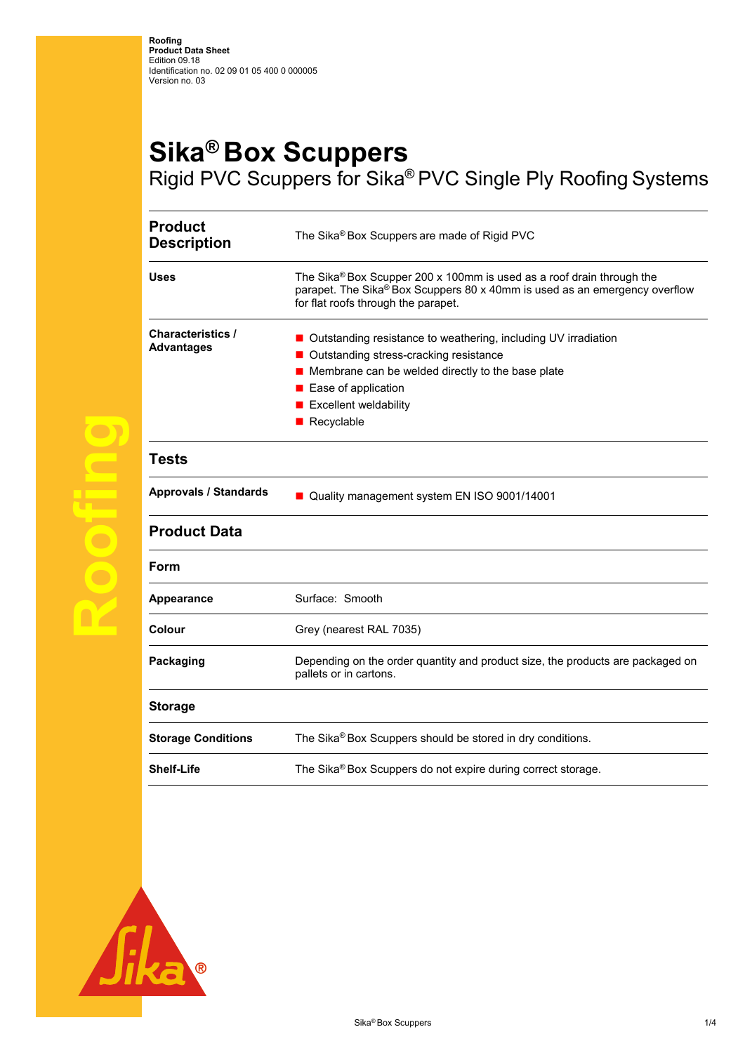**Roofing**
**Product Data Sheet**
Edition 09.18
Identification no. 02 09 01 05 400 0 000005
Version no. 03

# Sika® Box Scuppers

## Rigid PVC Scuppers for Sika® PVC Single Ply Roofing Systems

| **Product Description** | The Sika® Box Scuppers are made of Rigid PVC |
|---|---|
| **Uses** | The Sika® Box Scupper 200 x 100mm is used as a roof drain through the parapet. The Sika® Box Scuppers 80 x 40mm is used as an emergency overflow for flat roofs through the parapet. |
| **Characteristics / Advantages** | ■ Outstanding resistance to weathering, including UV irradiation<br>■ Outstanding stress-cracking resistance<br>■ Membrane can be welded directly to the base plate<br>■ Ease of application<br>■ Excellent weldability<br>■ Recyclable |

## Tests

| **Approvals / Standards** | ■ Quality management system EN ISO 9001/14001 |
|---|---|

## Product Data

### Form

| **Appearance** | Surface: Smooth |
|---|---|
| **Colour** | Grey (nearest RAL 7035) |
| **Packaging** | Depending on the order quantity and product size, the products are packaged on pallets or in cartons. |

### Storage

| **Storage Conditions** | The Sika® Box Scuppers should be stored in dry conditions. |
|---|---|
| **Shelf-Life** | The Sika® Box Scuppers do not expire during correct storage. |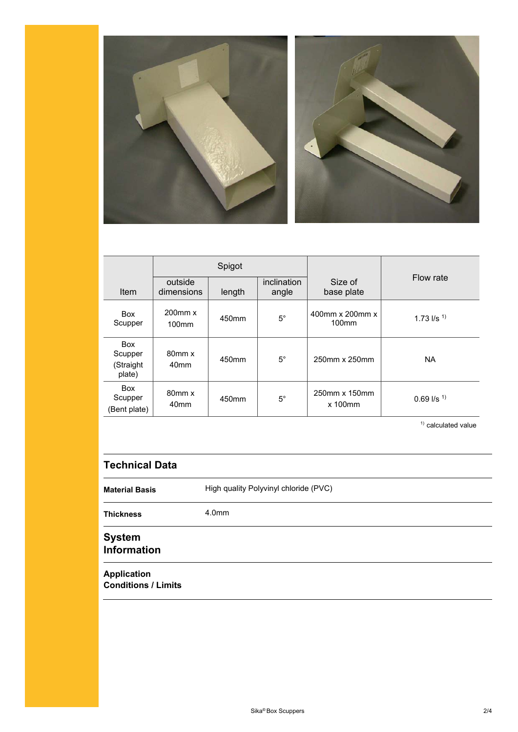| Item | Spigot | | | Size of base plate | Flow rate |
|---|---|---|---|---|---|
| | outside dimensions | length | inclination angle | | |
| Box Scupper | 200mm x 100mm | 450mm | 5° | 400mm x 200mm x 100mm | 1.73 l/s [1] |
| Box Scupper (Straight plate) | 80mm x 40mm | 450mm | 5° | 250mm x 250mm | NA |
| Box Scupper (Bent plate) | 80mm x 40mm | 450mm | 5° | 250mm x 150mm x 100mm | 0.69 l/s [1] |

[1] calculated value

## Technical Data

| | |
|---|---|
| **Material Basis** | High quality Polyvinyl chloride (PVC) |
| **Thickness** | 4.0mm |

## System Information

### Application Conditions / Limits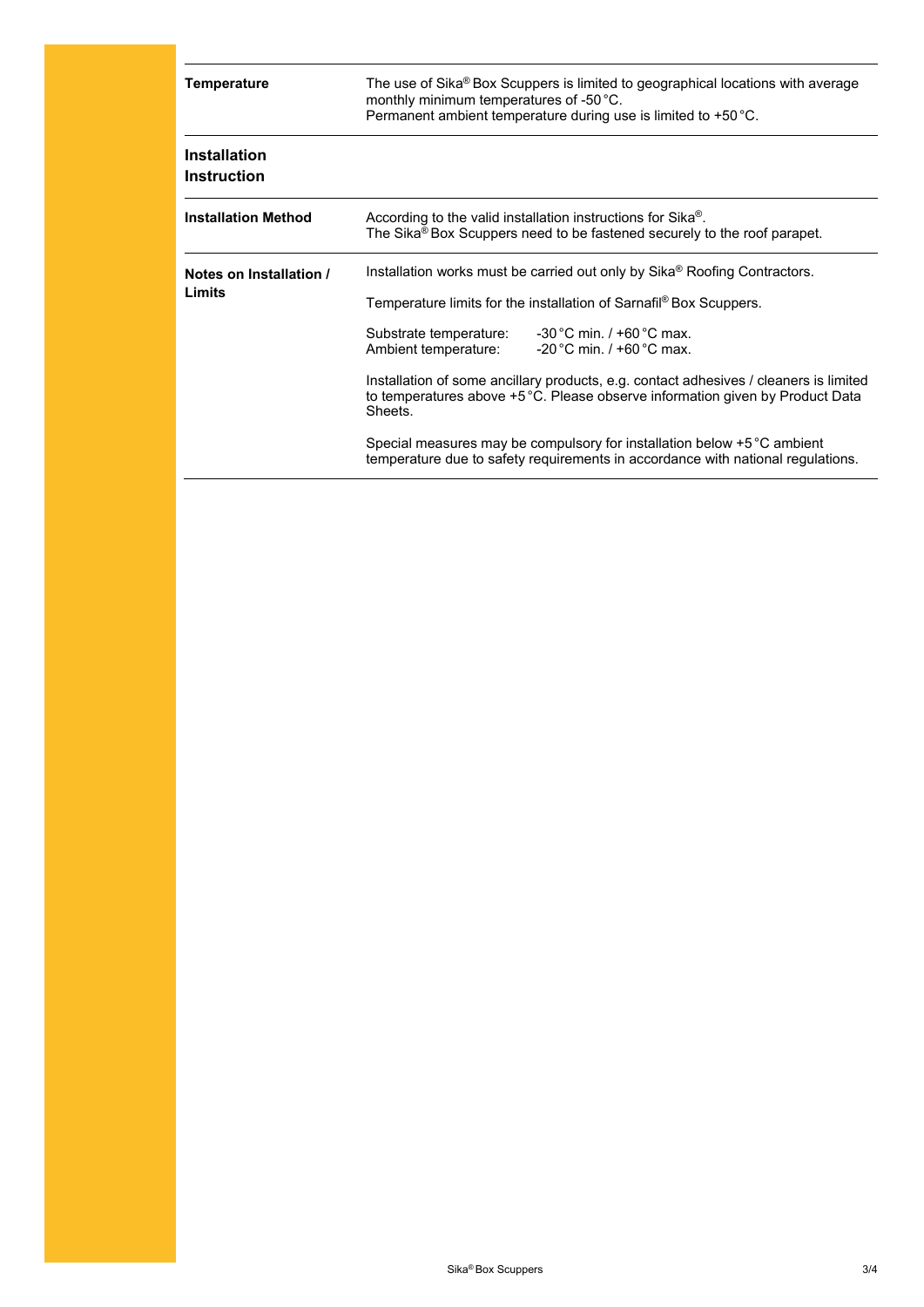| | |
|---|---|
| **Temperature** | The use of Sika® Box Scuppers is limited to geographical locations with average monthly minimum temperatures of -50 °C.<br>Permanent ambient temperature during use is limited to +50 °C. |

## Installation Instruction

| | |
|---|---|
| **Installation Method** | According to the valid installation instructions for Sika®.<br>The Sika® Box Scuppers need to be fastened securely to the roof parapet. |
| **Notes on Installation / Limits** | Installation works must be carried out only by Sika® Roofing Contractors.<br><br>Temperature limits for the installation of Sarnafil® Box Scuppers.<br><br>Substrate temperature: -30 °C min. / +60 °C max.<br>Ambient temperature: -20 °C min. / +60 °C max.<br><br>Installation of some ancillary products, e.g. contact adhesives / cleaners is limited to temperatures above +5 °C. Please observe information given by Product Data Sheets.<br><br>Special measures may be compulsory for installation below +5 °C ambient temperature due to safety requirements in accordance with national regulations. |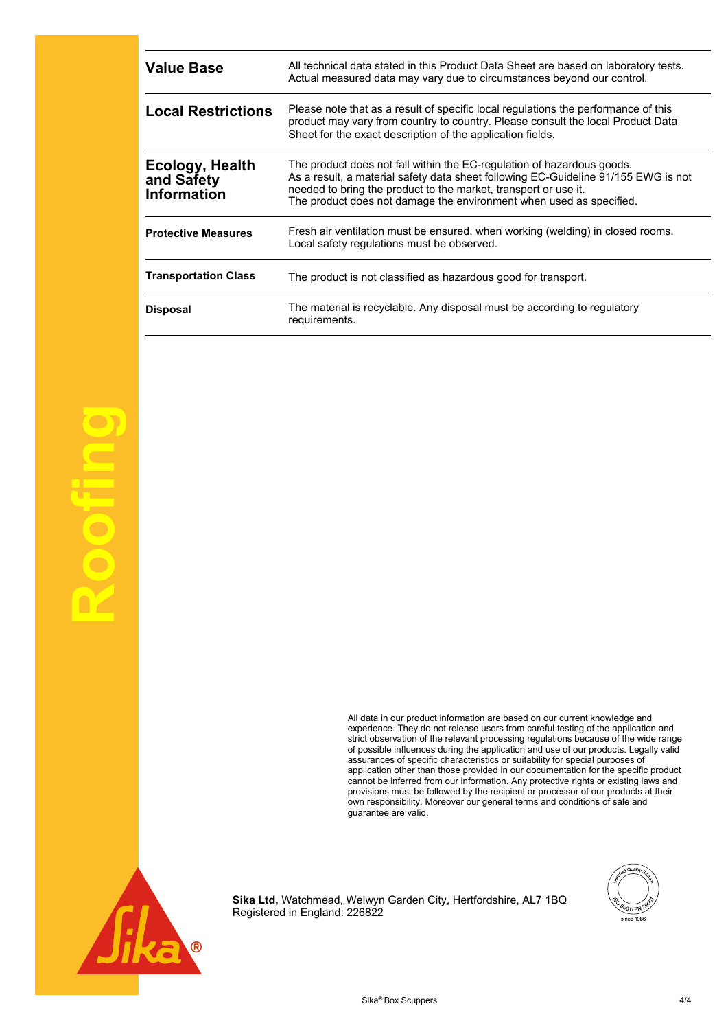## Value Base

All technical data stated in this Product Data Sheet are based on laboratory tests. Actual measured data may vary due to circumstances beyond our control.

## Local Restrictions

Please note that as a result of specific local regulations the performance of this product may vary from country to country. Please consult the local Product Data Sheet for the exact description of the application fields.

## Ecology, Health and Safety Information

The product does not fall within the EC-regulation of hazardous goods.
As a result, a material safety data sheet following EC-Guideline 91/155 EWG is not needed to bring the product to the market, transport or use it.
The product does not damage the environment when used as specified.

**Protective Measures**

Fresh air ventilation must be ensured, when working (welding) in closed rooms. Local safety regulations must be observed.

**Transportation Class**

The product is not classified as hazardous good for transport.

**Disposal**

The material is recyclable. Any disposal must be according to regulatory requirements.

Roofing

All data in our product information are based on our current knowledge and experience. They do not release users from careful testing of the application and strict observation of the relevant processing regulations because of the wide range of possible influences during the application and use of our products. Legally valid assurances of specific characteristics or suitability for special purposes of application other than those provided in our documentation for the specific product cannot be inferred from our information. Any protective rights or existing laws and provisions must be followed by the recipient or processor of our products at their own responsibility. Moreover our general terms and conditions of sale and guarantee are valid.

**Sika Ltd,** Watchmead, Welwyn Garden City, Hertfordshire, AL7 1BQ
Registered in England: 226822

Certified Quality System ISO 9001 / EN 29001 since 1986